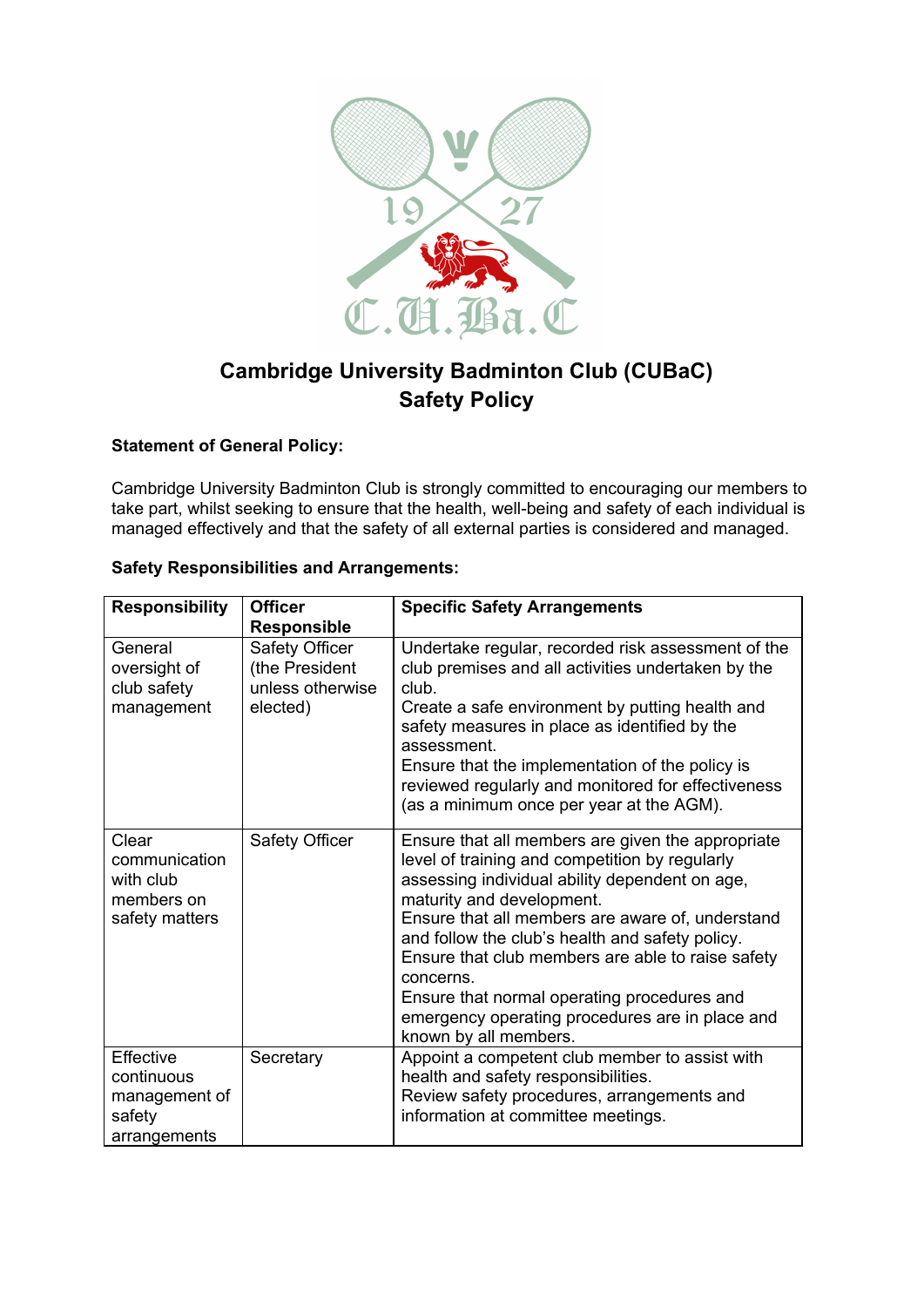# Cambridge University Badminton Club (CUBaC)
# Safety Policy

**Statement of General Policy:**

Cambridge University Badminton Club is strongly committed to encouraging our members to take part, whilst seeking to ensure that the health, well-being and safety of each individual is managed effectively and that the safety of all external parties is considered and managed.

**Safety Responsibilities and Arrangements:**

| Responsibility | Officer Responsible | Specific Safety Arrangements |
|---|---|---|
| General oversight of club safety management | Safety Officer (the President unless otherwise elected) | Undertake regular, recorded risk assessment of the club premises and all activities undertaken by the club.<br>Create a safe environment by putting health and safety measures in place as identified by the assessment.<br>Ensure that the implementation of the policy is reviewed regularly and monitored for effectiveness (as a minimum once per year at the AGM). |
| Clear communication with club members on safety matters | Safety Officer | Ensure that all members are given the appropriate level of training and competition by regularly assessing individual ability dependent on age, maturity and development.<br>Ensure that all members are aware of, understand and follow the club's health and safety policy.<br>Ensure that club members are able to raise safety concerns.<br>Ensure that normal operating procedures and emergency operating procedures are in place and known by all members. |
| Effective continuous management of safety arrangements | Secretary | Appoint a competent club member to assist with health and safety responsibilities.<br>Review safety procedures, arrangements and information at committee meetings. |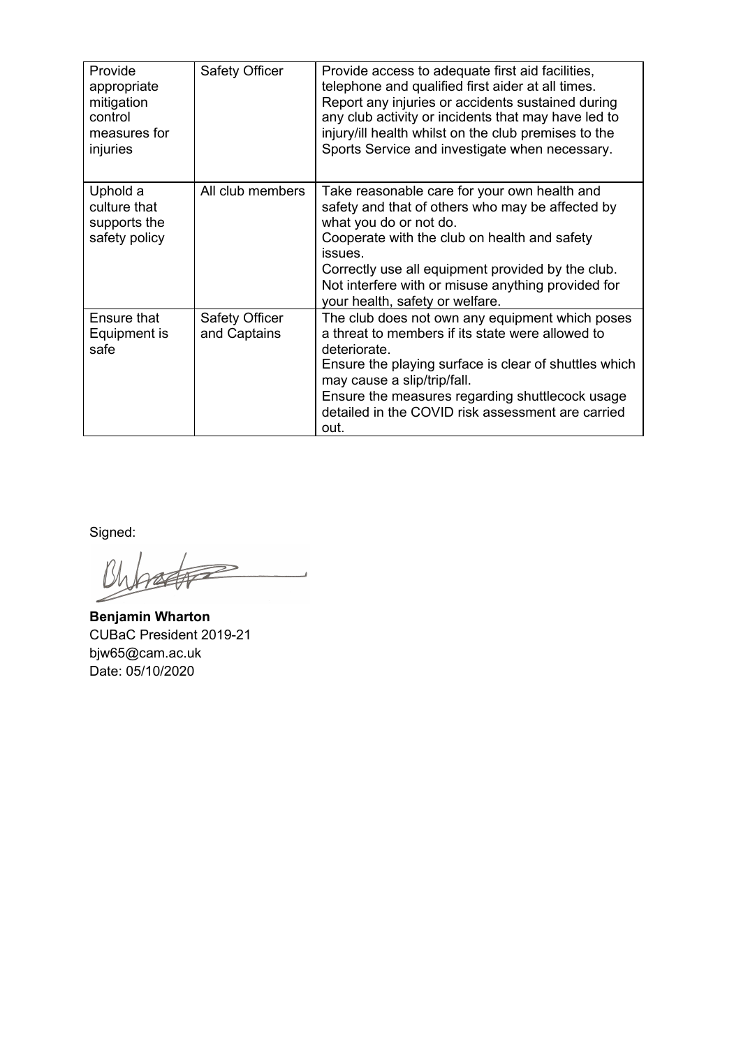| | | |
|---|---|---|
| Provide appropriate mitigation control measures for injuries | Safety Officer | Provide access to adequate first aid facilities, telephone and qualified first aider at all times. Report any injuries or accidents sustained during any club activity or incidents that may have led to injury/ill health whilst on the club premises to the Sports Service and investigate when necessary. |
| Uphold a culture that supports the safety policy | All club members | Take reasonable care for your own health and safety and that of others who may be affected by what you do or not do.<br>Cooperate with the club on health and safety issues.<br>Correctly use all equipment provided by the club.<br>Not interfere with or misuse anything provided for your health, safety or welfare. |
| Ensure that Equipment is safe | Safety Officer and Captains | The club does not own any equipment which poses a threat to members if its state were allowed to deteriorate.<br>Ensure the playing surface is clear of shuttles which may cause a slip/trip/fall.<br>Ensure the measures regarding shuttlecock usage detailed in the COVID risk assessment are carried out. |

Signed:

**Benjamin Wharton**
CUBaC President 2019-21
bjw65@cam.ac.uk
Date: 05/10/2020